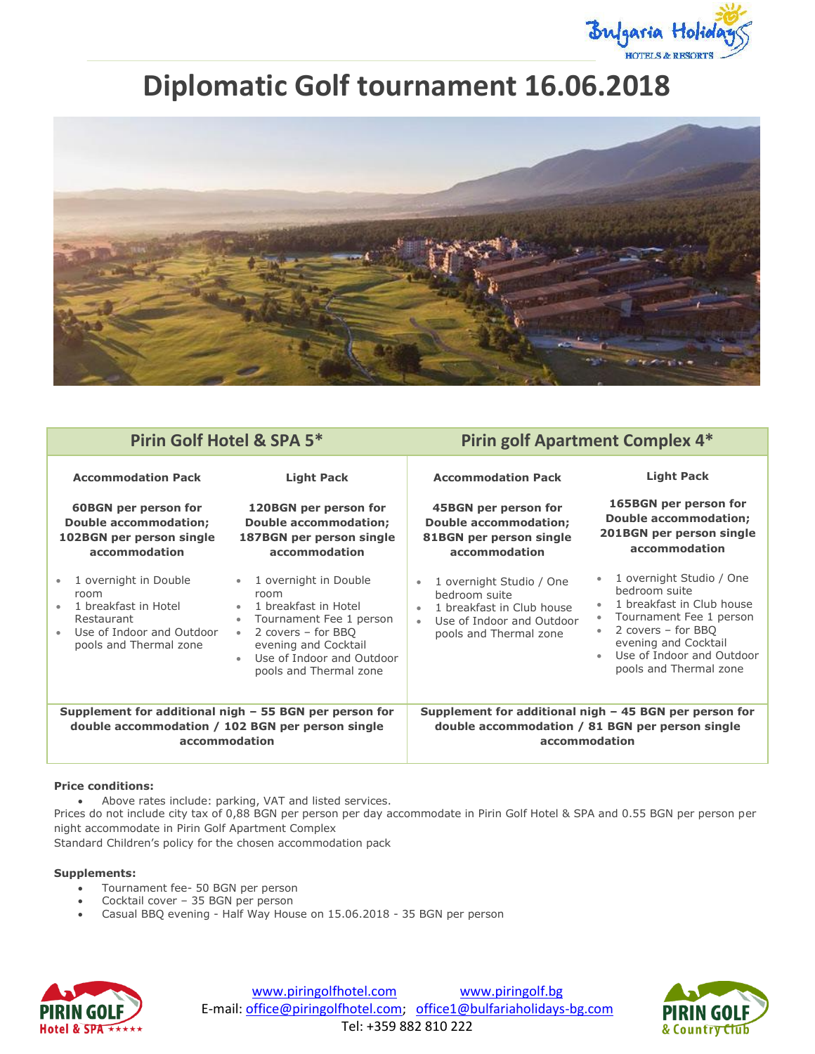# Diplomatic Golf tournament 16.06.2018

| Pirin Golf Hotel & SPA 5* | | Pirin golf Apartment Complex 4* | |
|---|---|---|---|
| **Accommodation Pack** | **Light Pack** | **Accommodation Pack** | **Light Pack** |
| **60BGN per person for Double accommodation; 102BGN per person single accommodation** | **120BGN per person for Double accommodation; 187BGN per person single accommodation** | **45BGN per person for Double accommodation; 81BGN per person single accommodation** | **165BGN per person for Double accommodation; 201BGN per person single accommodation** |
| • 1 overnight in Double room<br>• 1 breakfast in Hotel Restaurant<br>• Use of Indoor and Outdoor pools and Thermal zone | • 1 overnight in Double room<br>• 1 breakfast in Hotel<br>• Tournament Fee 1 person<br>• 2 covers – for BBQ evening and Cocktail<br>• Use of Indoor and Outdoor pools and Thermal zone | • 1 overnight Studio / One bedroom suite<br>• 1 breakfast in Club house<br>• Use of Indoor and Outdoor pools and Thermal zone | • 1 overnight Studio / One bedroom suite<br>• 1 breakfast in Club house<br>• Tournament Fee 1 person<br>• 2 covers – for BBQ evening and Cocktail<br>• Use of Indoor and Outdoor pools and Thermal zone |
| **Supplement for additional nigh – 55 BGN per person for double accommodation / 102 BGN per person single accommodation** | | **Supplement for additional nigh – 45 BGN per person for double accommodation / 81 BGN per person single accommodation** | |

**Price conditions:**

- Above rates include: parking, VAT and listed services.

Prices do not include city tax of 0,88 BGN per person per day accommodate in Pirin Golf Hotel & SPA and 0.55 BGN per person per night accommodate in Pirin Golf Apartment Complex

Standard Children's policy for the chosen accommodation pack

**Supplements:**

- Tournament fee- 50 BGN per person
- Cocktail cover – 35 BGN per person
- Casual BBQ evening - Half Way House on 15.06.2018 - 35 BGN per person

www.piringolfhotel.com www.piringolf.bg
E-mail: office@piringolfhotel.com; office1@bulfariaholidays-bg.com
Tel: +359 882 810 222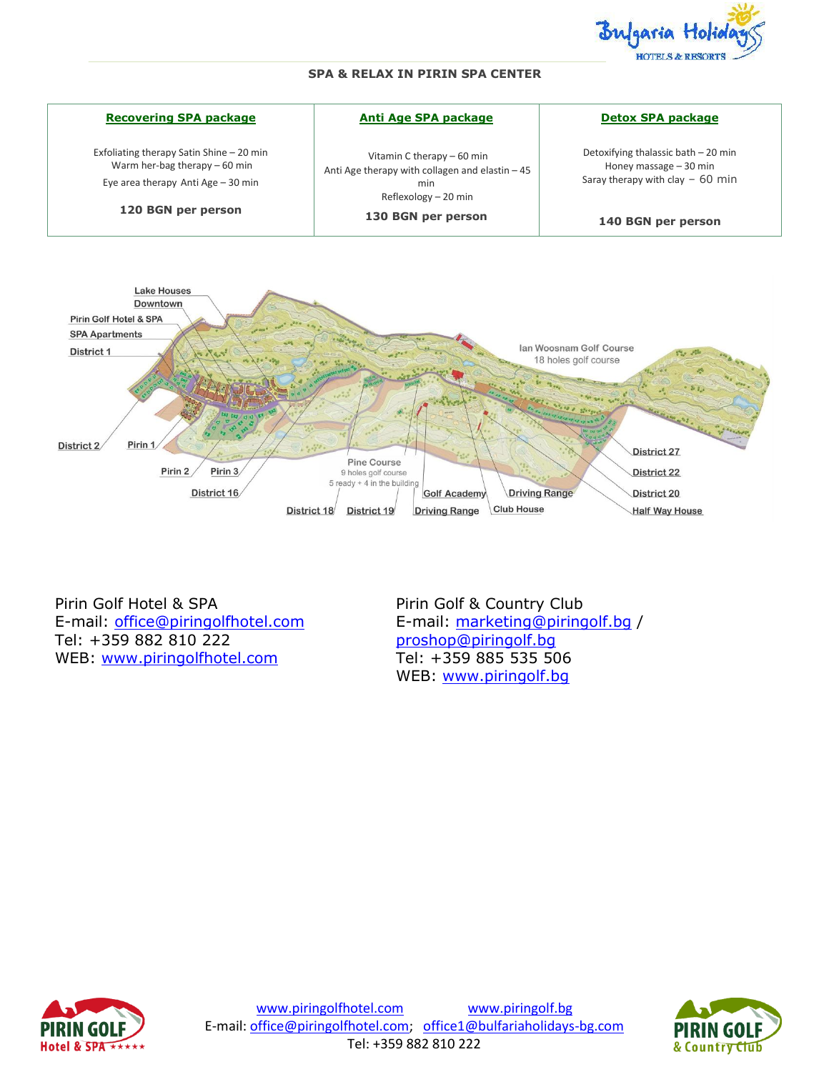**SPA & RELAX IN PIRIN SPA CENTER**

| Recovering SPA package | Anti Age SPA package | Detox SPA package |
|---|---|---|
| Exfoliating therapy Satin Shine – 20 min<br>Warm her-bag therapy – 60 min<br>Eye area therapy Anti Age – 30 min<br><br>**120 BGN per person** | Vitamin C therapy – 60 min<br>Anti Age therapy with collagen and elastin – 45 min<br>Reflexology – 20 min<br><br>**130 BGN per person** | Detoxifying thalasic bath – 20 min<br>Honey massage – 30 min<br>Saray therapy with clay – 60 min<br><br>**140 BGN per person** |

Lake Houses
Downtown
Pirin Golf Hotel & SPA
SPA Apartments
District 1
Ian Woosnam Golf Course
18 holes golf course
District 2
Pirin 1
Pirin 2
Pirin 3
District 16
Pine Course
9 holes golf course
5 ready + 4 in the building
District 18
District 19
Golf Academy
Driving Range
Driving Range
Club House
District 27
District 22
District 20
Half Way House

Pirin Golf Hotel & SPA
E-mail: office@piringolfhotel.com
Tel: +359 882 810 222
WEB: www.piringolfhotel.com

Pirin Golf & Country Club
E-mail: marketing@piringolf.bg / proshop@piringolf.bg
Tel: +359 885 535 506
WEB: www.piringolf.bg